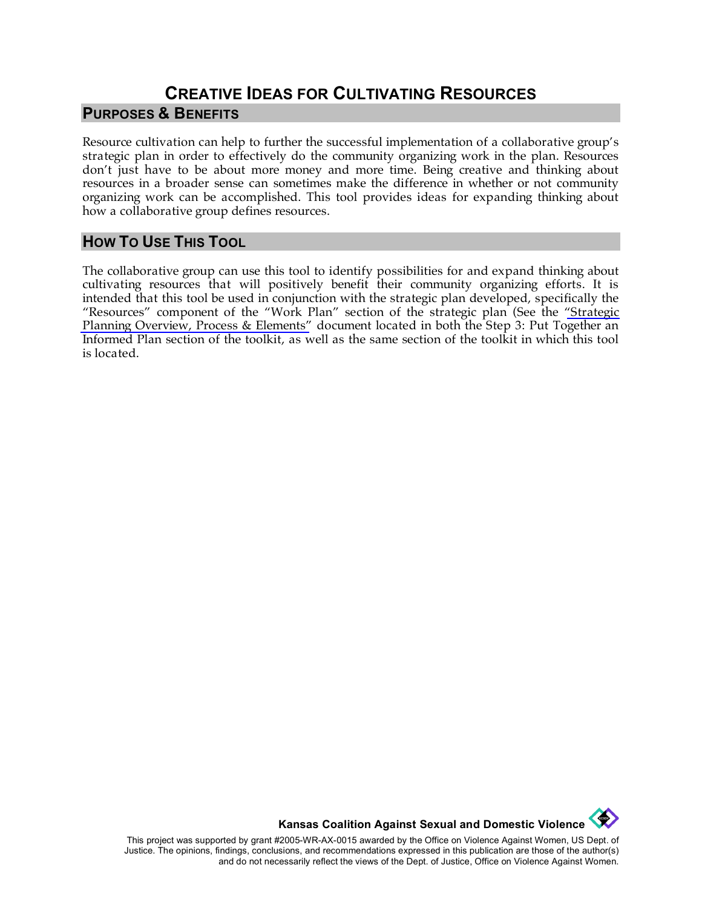# CREATIVE IDEAS FOR CULTIVATING RESOURCES

## PURPOSES & BENEFITS

Resource cultivation can help to further the successful implementation of a collaborative group's strategic plan in order to effectively do the community organizing work in the plan. Resources don't just have to be about more money and more time. Being creative and thinking about resources in a broader sense can sometimes make the difference in whether or not community organizing work can be accomplished. This tool provides ideas for expanding thinking about how a collaborative group defines resources.

## HOW TO USE THIS TOOL

The collaborative group can use this tool to identify possibilities for and expand thinking about cultivating resources that will positively benefit their community organizing efforts. It is intended that this tool be used in conjunction with the strategic plan developed, specifically the "Resources" component of the "Work Plan" section of the strategic plan (See the "Strategic Planning Overview, Process & Elements" document located in both the Step 3: Put Together an Informed Plan section of the toolkit, as well as the same section of the toolkit in which this tool is located.

**Kansas Coalition Against Sexual and Domestic Violence**

This project was supported by grant #2005-WR-AX-0015 awarded by the Office on Violence Against Women, US Dept. of Justice. The opinions, findings, conclusions, and recommendations expressed in this publication are those of the author(s) and do not necessarily reflect the views of the Dept. of Justice, Office on Violence Against Women.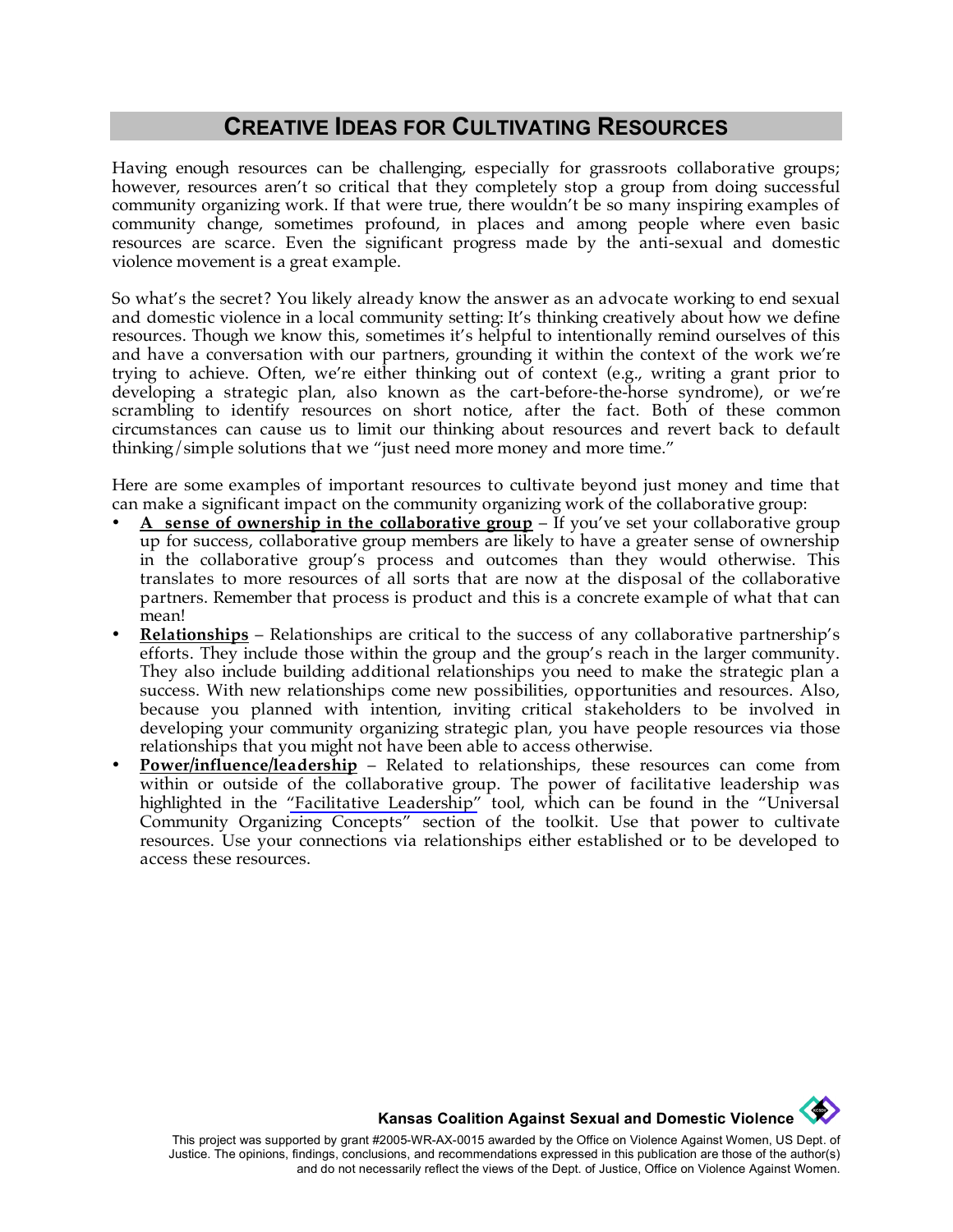## CREATIVE IDEAS FOR CULTIVATING RESOURCES

Having enough resources can be challenging, especially for grassroots collaborative groups; however, resources aren't so critical that they completely stop a group from doing successful community organizing work. If that were true, there wouldn't be so many inspiring examples of community change, sometimes profound, in places and among people where even basic resources are scarce. Even the significant progress made by the anti-sexual and domestic violence movement is a great example.

So what's the secret? You likely already know the answer as an advocate working to end sexual and domestic violence in a local community setting: It's thinking creatively about how we define resources. Though we know this, sometimes it's helpful to intentionally remind ourselves of this and have a conversation with our partners, grounding it within the context of the work we're trying to achieve. Often, we're either thinking out of context (e.g., writing a grant prior to developing a strategic plan, also known as the cart-before-the-horse syndrome), or we're scrambling to identify resources on short notice, after the fact. Both of these common circumstances can cause us to limit our thinking about resources and revert back to default thinking/simple solutions that we "just need more money and more time."

Here are some examples of important resources to cultivate beyond just money and time that can make a significant impact on the community organizing work of the collaborative group:

- **A sense of ownership in the collaborative group** – If you've set your collaborative group up for success, collaborative group members are likely to have a greater sense of ownership in the collaborative group's process and outcomes than they would otherwise. This translates to more resources of all sorts that are now at the disposal of the collaborative partners. Remember that process is product and this is a concrete example of what that can mean!
- **Relationships** – Relationships are critical to the success of any collaborative partnership's efforts. They include those within the group and the group's reach in the larger community. They also include building additional relationships you need to make the strategic plan a success. With new relationships come new possibilities, opportunities and resources. Also, because you planned with intention, inviting critical stakeholders to be involved in developing your community organizing strategic plan, you have people resources via those relationships that you might not have been able to access otherwise.
- **Power/influence/leadership** – Related to relationships, these resources can come from within or outside of the collaborative group. The power of facilitative leadership was highlighted in the "Facilitative Leadership" tool, which can be found in the "Universal Community Organizing Concepts" section of the toolkit. Use that power to cultivate resources. Use your connections via relationships either established or to be developed to access these resources.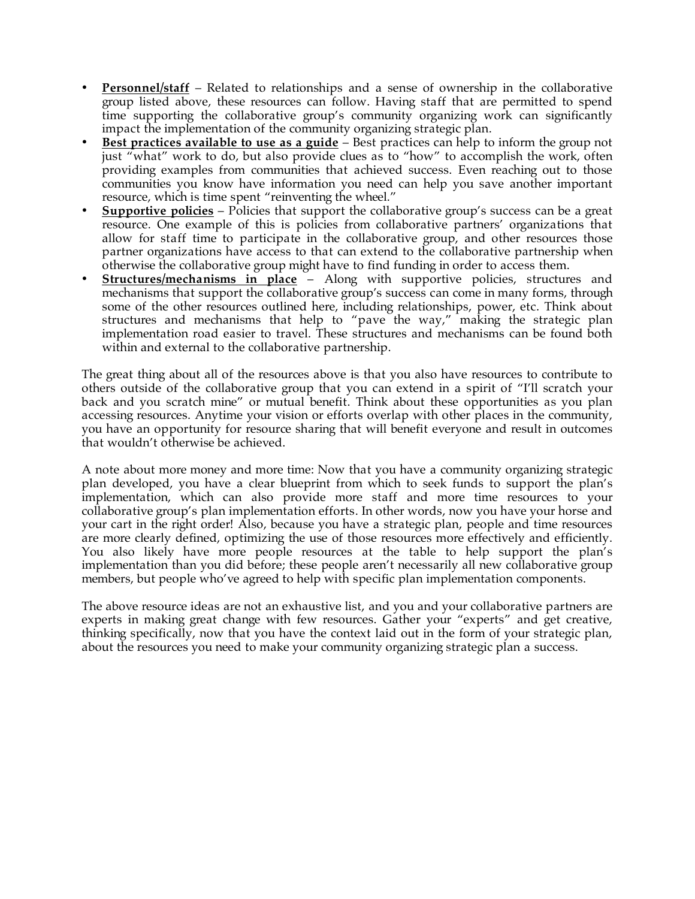- **Personnel/staff** – Related to relationships and a sense of ownership in the collaborative group listed above, these resources can follow. Having staff that are permitted to spend time supporting the collaborative group's community organizing work can significantly impact the implementation of the community organizing strategic plan.
- **Best practices available to use as a guide** – Best practices can help to inform the group not just "what" work to do, but also provide clues as to "how" to accomplish the work, often providing examples from communities that achieved success. Even reaching out to those communities you know have information you need can help you save another important resource, which is time spent "reinventing the wheel."
- **Supportive policies** – Policies that support the collaborative group's success can be a great resource. One example of this is policies from collaborative partners' organizations that allow for staff time to participate in the collaborative group, and other resources those partner organizations have access to that can extend to the collaborative partnership when otherwise the collaborative group might have to find funding in order to access them.
- **Structures/mechanisms in place** – Along with supportive policies, structures and mechanisms that support the collaborative group's success can come in many forms, through some of the other resources outlined here, including relationships, power, etc. Think about structures and mechanisms that help to "pave the way," making the strategic plan implementation road easier to travel. These structures and mechanisms can be found both within and external to the collaborative partnership.

The great thing about all of the resources above is that you also have resources to contribute to others outside of the collaborative group that you can extend in a spirit of "I'll scratch your back and you scratch mine" or mutual benefit. Think about these opportunities as you plan accessing resources. Anytime your vision or efforts overlap with other places in the community, you have an opportunity for resource sharing that will benefit everyone and result in outcomes that wouldn't otherwise be achieved.

A note about more money and more time: Now that you have a community organizing strategic plan developed, you have a clear blueprint from which to seek funds to support the plan's implementation, which can also provide more staff and more time resources to your collaborative group's plan implementation efforts. In other words, now you have your horse and your cart in the right order! Also, because you have a strategic plan, people and time resources are more clearly defined, optimizing the use of those resources more effectively and efficiently. You also likely have more people resources at the table to help support the plan's implementation than you did before; these people aren't necessarily all new collaborative group members, but people who've agreed to help with specific plan implementation components.

The above resource ideas are not an exhaustive list, and you and your collaborative partners are experts in making great change with few resources. Gather your "experts" and get creative, thinking specifically, now that you have the context laid out in the form of your strategic plan, about the resources you need to make your community organizing strategic plan a success.